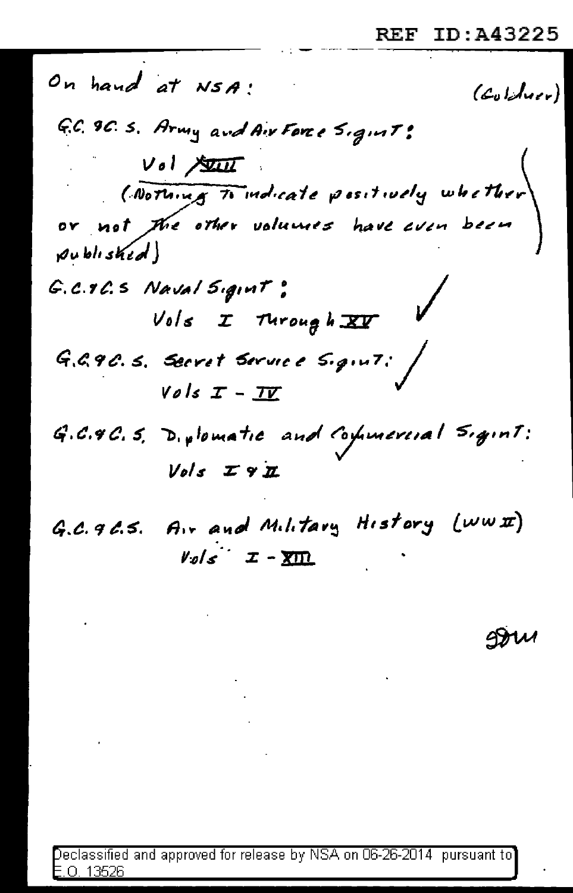On hand at NSA: (Coldluer)

G.C. & C. S. Army and Air Force SigInT:

Vol ~~VIII~~

(Nothing to indicate positively whether or not the other volumes have even been published)

G.C. & C.S Naval SigInT:

Vols I Through XV ✓

G.C. & C. S. Secret Service SigInT: ✓

Vols I - IV

G.C. & C. S. Diplomatic and Commercial SigInT: ✓

Vols I & II

G.C. & C.S. Air and Military History (WW II)

Vols I - XIII

JDM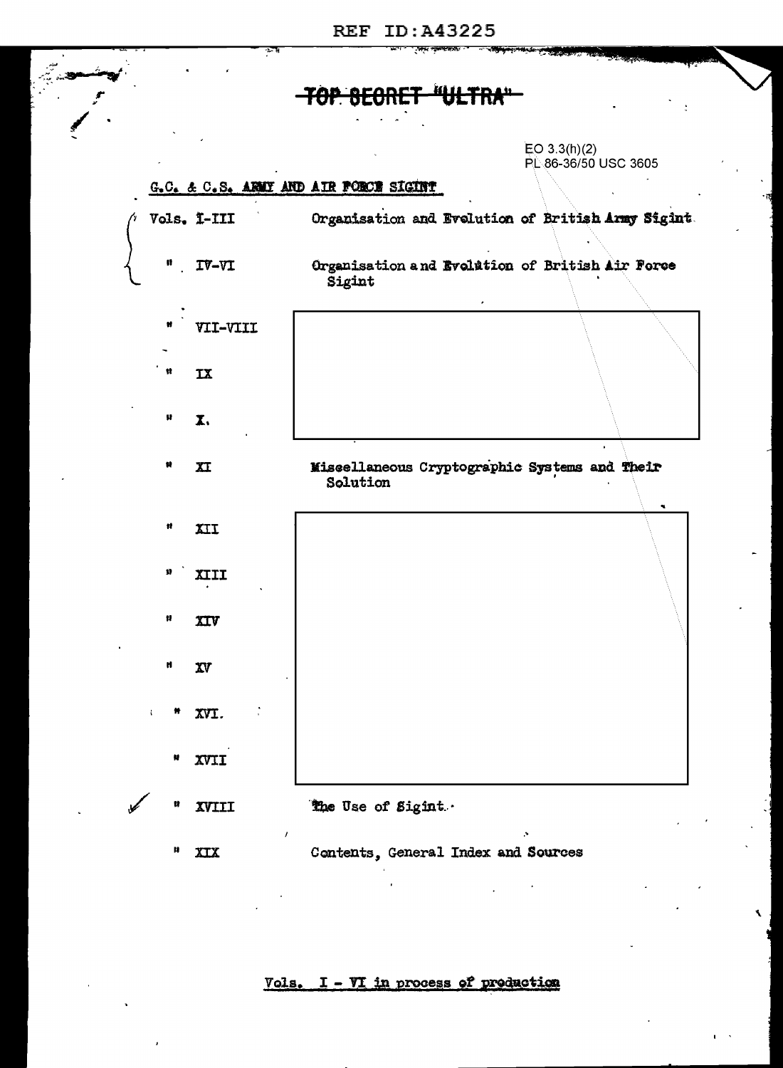REF ID:A43225

~~TOP SECRET "ULTRA"~~

EO 3.3(h)(2)
PL 86-36/50 USC 3605

G.C. & C.S. ARMY AND AIR FORCE SIGINT

| | |
|---|---|
| Vols. I-III | Organisation and Evolution of British Army Sigint |
| " IV-VI | Organisation and Evolution of British Air Force Sigint |
| " VII-VIII | |
| " IX | |
| " X. | |
| " XI | Miscellaneous Cryptographic Systems and Their Solution |
| " XII | |
| " XIII | |
| " XIV | |
| " XV | |
| " XVI. | |
| " XVII | |
| " XVIII | The Use of Sigint. |
| " XIX | Contents, General Index and Sources |

Vols. I - VI in process of production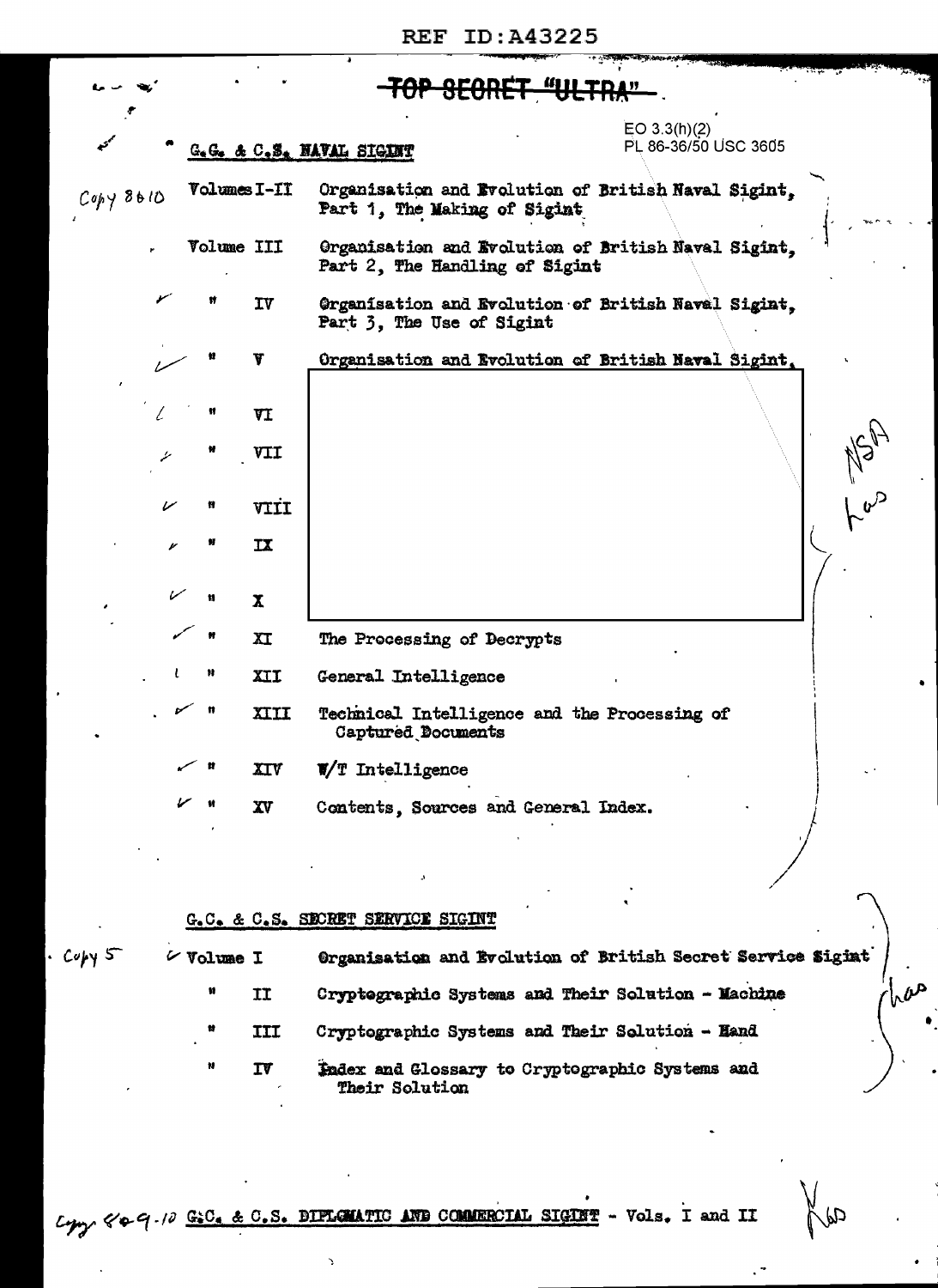REF ID:A43225

~~TOP SECRET "ULTRA"~~

EO 3.3(h)(2)
PL 86-36/50 USC 3605

## G.C. & C.S. NAVAL SIGINT

Copy 8 & 10

| | | |
|---|---|---|
| Volumes I-II | | Organisation and Evolution of British Naval Sigint, Part 1, The Making of Sigint |
| Volume III | | Organisation and Evolution of British Naval Sigint, Part 2, The Handling of Sigint |
| " | IV | Organisation and Evolution of British Naval Sigint, Part 3, The Use of Sigint |
| " | V | Organisation and Evolution of British Naval Sigint, |
| " | VI | |
| " | VII | |
| " | VIII | |
| " | IX | |
| " | X | |
| " | XI | The Processing of Decrypts |
| " | XII | General Intelligence |
| " | XIII | Technical Intelligence and the Processing of Captured Documents |
| " | XIV | W/T Intelligence |
| " | XV | Contents, Sources and General Index. |

NSA
has

## G.C. & C.S. SECRET SERVICE SIGINT

Copy 5

| | | |
|---|---|---|
| Volume I | | Organisation and Evolution of British Secret Service Sigint |
| " | II | Cryptographic Systems and Their Solution - Machine |
| " | III | Cryptographic Systems and Their Solution - Hand |
| " | IV | Index and Glossary to Cryptographic Systems and Their Solution |

has

Copy 8 & 9-10 G.C. & C.S. DIPLOMATIC AND COMMERCIAL SIGINT - Vols. I and II

No